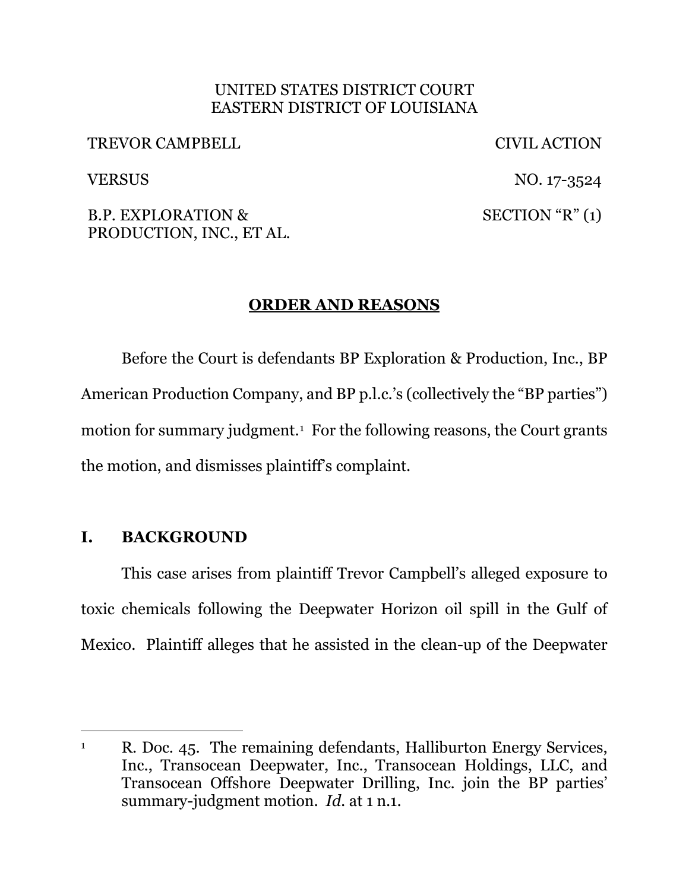UNITED STATES DISTRICT COURT
EASTERN DISTRICT OF LOUISIANA

| | |
|---|---|
| TREVOR CAMPBELL | CIVIL ACTION |
| VERSUS | NO. 17-3524 |
| B.P. EXPLORATION & PRODUCTION, INC., ET AL. | SECTION "R" (1) |

## ORDER AND REASONS

Before the Court is defendants BP Exploration & Production, Inc., BP American Production Company, and BP p.l.c.'s (collectively the "BP parties") motion for summary judgment.[1] For the following reasons, the Court grants the motion, and dismisses plaintiff's complaint.

## I. BACKGROUND

This case arises from plaintiff Trevor Campbell's alleged exposure to toxic chemicals following the Deepwater Horizon oil spill in the Gulf of Mexico. Plaintiff alleges that he assisted in the clean-up of the Deepwater

---

[1] R. Doc. 45. The remaining defendants, Halliburton Energy Services, Inc., Transocean Deepwater, Inc., Transocean Holdings, LLC, and Transocean Offshore Deepwater Drilling, Inc. join the BP parties' summary-judgment motion. *Id.* at 1 n.1.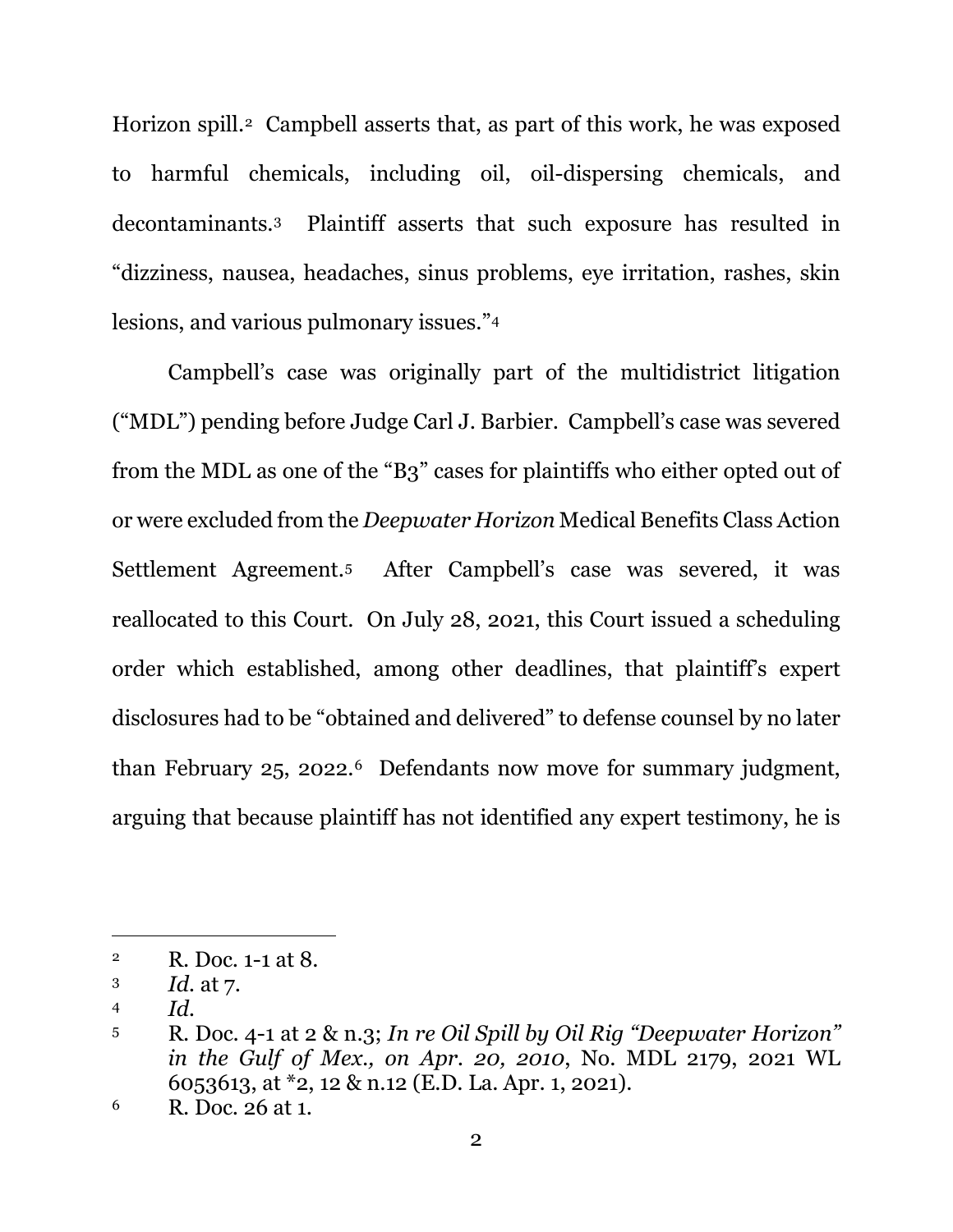Horizon spill.[2] Campbell asserts that, as part of this work, he was exposed to harmful chemicals, including oil, oil-dispersing chemicals, and decontaminants.[3] Plaintiff asserts that such exposure has resulted in "dizziness, nausea, headaches, sinus problems, eye irritation, rashes, skin lesions, and various pulmonary issues."[4]

Campbell's case was originally part of the multidistrict litigation ("MDL") pending before Judge Carl J. Barbier. Campbell's case was severed from the MDL as one of the "B3" cases for plaintiffs who either opted out of or were excluded from the *Deepwater Horizon* Medical Benefits Class Action Settlement Agreement.[5] After Campbell's case was severed, it was reallocated to this Court. On July 28, 2021, this Court issued a scheduling order which established, among other deadlines, that plaintiff's expert disclosures had to be "obtained and delivered" to defense counsel by no later than February 25, 2022.[6] Defendants now move for summary judgment, arguing that because plaintiff has not identified any expert testimony, he is

---

[2] R. Doc. 1-1 at 8.

[3] *Id.* at 7.

[4] *Id.*

[5] R. Doc. 4-1 at 2 & n.3; *In re Oil Spill by Oil Rig "Deepwater Horizon" in the Gulf of Mex., on Apr. 20, 2010*, No. MDL 2179, 2021 WL 6053613, at *2, 12 & n.12 (E.D. La. Apr. 1, 2021).

[6] R. Doc. 26 at 1.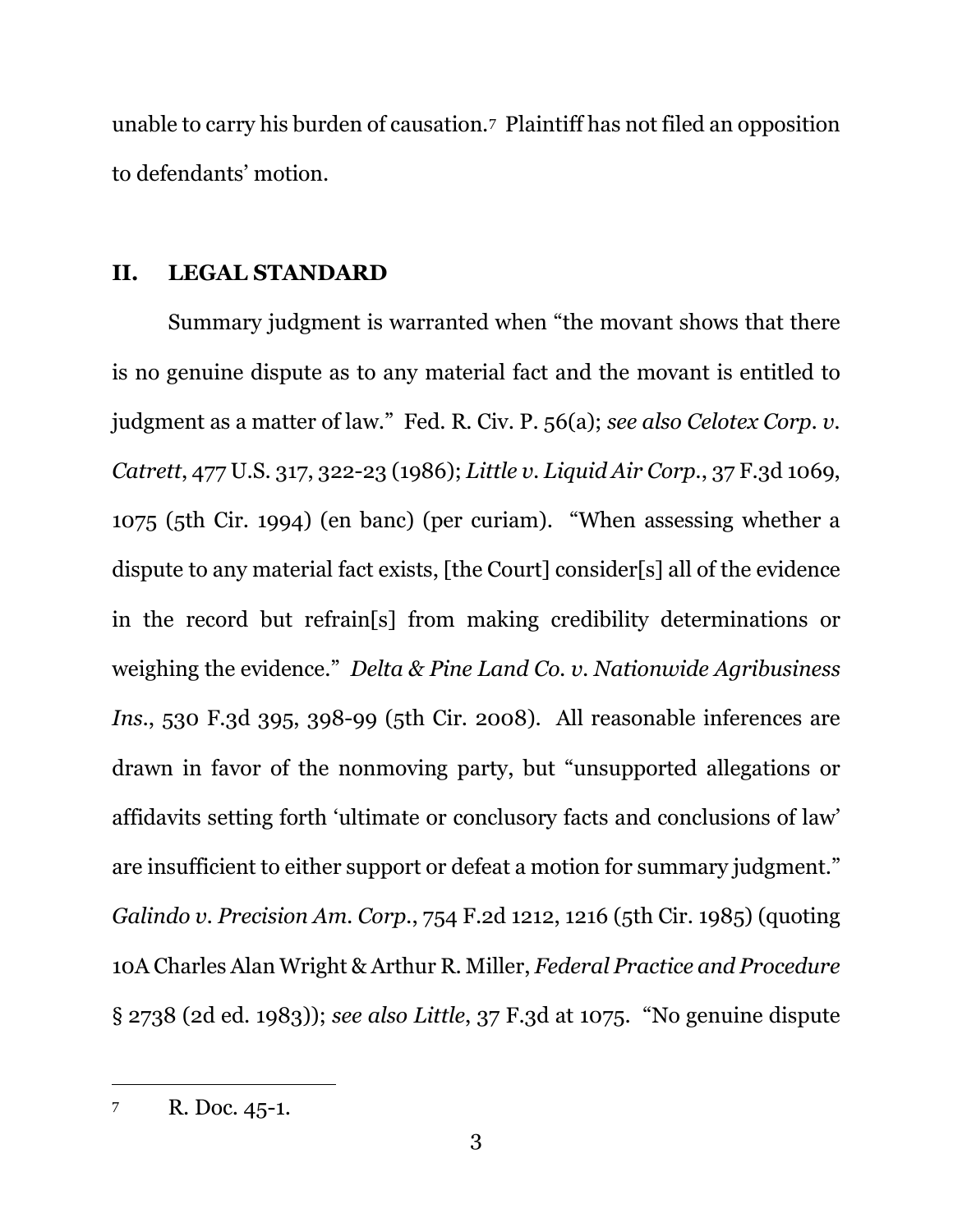unable to carry his burden of causation.[7] Plaintiff has not filed an opposition to defendants' motion.

## II. LEGAL STANDARD

Summary judgment is warranted when "the movant shows that there is no genuine dispute as to any material fact and the movant is entitled to judgment as a matter of law." Fed. R. Civ. P. 56(a); *see also Celotex Corp. v. Catrett*, 477 U.S. 317, 322-23 (1986); *Little v. Liquid Air Corp.*, 37 F.3d 1069, 1075 (5th Cir. 1994) (en banc) (per curiam). "When assessing whether a dispute to any material fact exists, [the Court] consider[s] all of the evidence in the record but refrain[s] from making credibility determinations or weighing the evidence." *Delta & Pine Land Co. v. Nationwide Agribusiness Ins.*, 530 F.3d 395, 398-99 (5th Cir. 2008). All reasonable inferences are drawn in favor of the nonmoving party, but "unsupported allegations or affidavits setting forth 'ultimate or conclusory facts and conclusions of law' are insufficient to either support or defeat a motion for summary judgment." *Galindo v. Precision Am. Corp.*, 754 F.2d 1212, 1216 (5th Cir. 1985) (quoting 10A Charles Alan Wright & Arthur R. Miller, *Federal Practice and Procedure* § 2738 (2d ed. 1983)); *see also Little*, 37 F.3d at 1075. "No genuine dispute

---

[7] R. Doc. 45-1.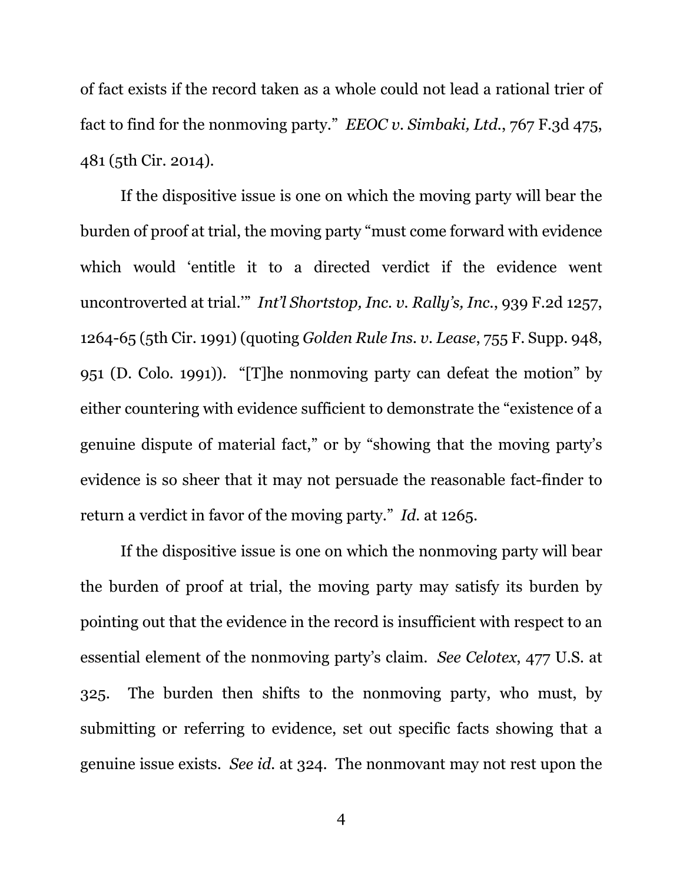of fact exists if the record taken as a whole could not lead a rational trier of fact to find for the nonmoving party." *EEOC v. Simbaki, Ltd.*, 767 F.3d 475, 481 (5th Cir. 2014).

If the dispositive issue is one on which the moving party will bear the burden of proof at trial, the moving party "must come forward with evidence which would 'entitle it to a directed verdict if the evidence went uncontroverted at trial.'" *Int'l Shortstop, Inc. v. Rally's, Inc.*, 939 F.2d 1257, 1264-65 (5th Cir. 1991) (quoting *Golden Rule Ins. v. Lease*, 755 F. Supp. 948, 951 (D. Colo. 1991)). "[T]he nonmoving party can defeat the motion" by either countering with evidence sufficient to demonstrate the "existence of a genuine dispute of material fact," or by "showing that the moving party's evidence is so sheer that it may not persuade the reasonable fact-finder to return a verdict in favor of the moving party." *Id.* at 1265.

If the dispositive issue is one on which the nonmoving party will bear the burden of proof at trial, the moving party may satisfy its burden by pointing out that the evidence in the record is insufficient with respect to an essential element of the nonmoving party's claim. *See Celotex*, 477 U.S. at 325. The burden then shifts to the nonmoving party, who must, by submitting or referring to evidence, set out specific facts showing that a genuine issue exists. *See id.* at 324. The nonmovant may not rest upon the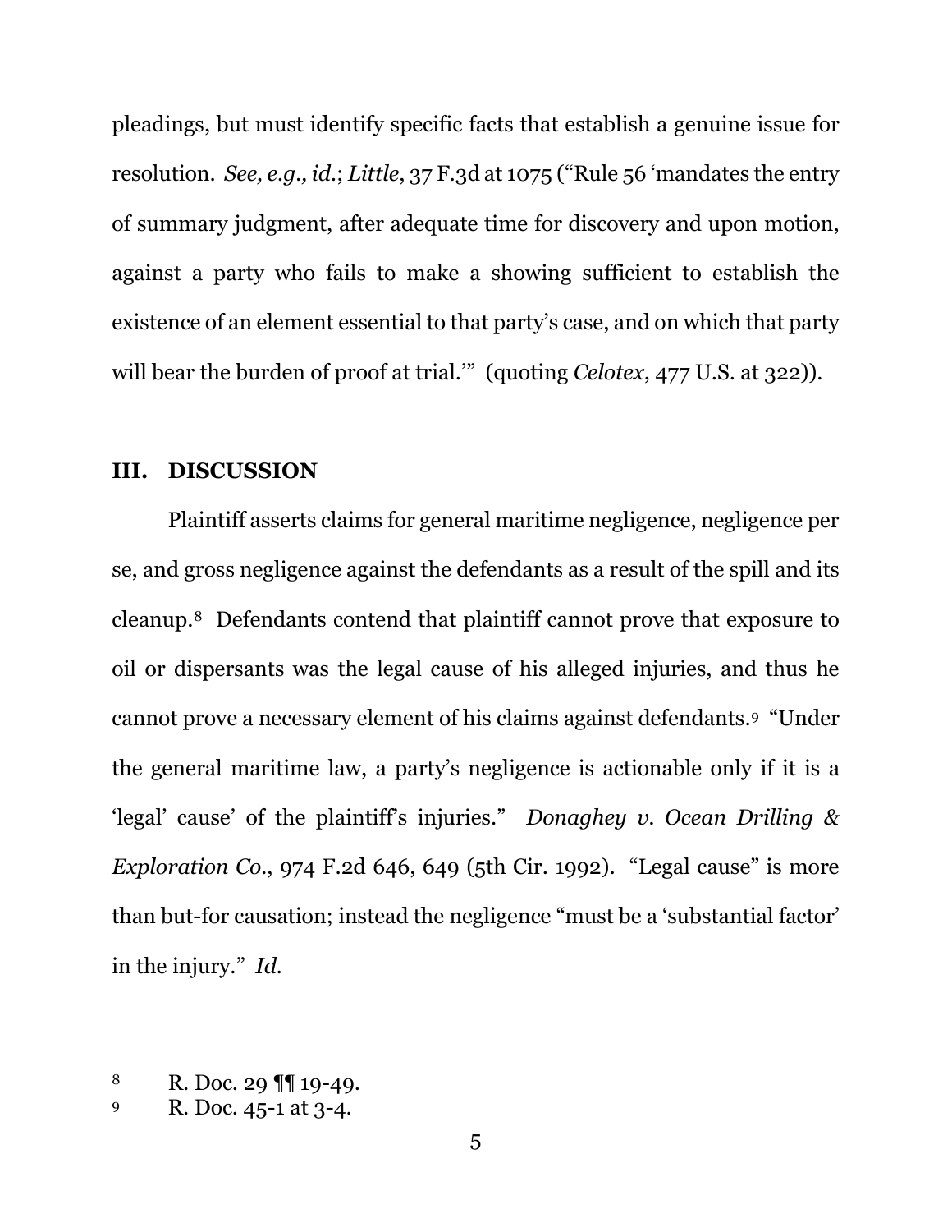pleadings, but must identify specific facts that establish a genuine issue for resolution. *See, e.g., id.*; *Little*, 37 F.3d at 1075 ("Rule 56 'mandates the entry of summary judgment, after adequate time for discovery and upon motion, against a party who fails to make a showing sufficient to establish the existence of an element essential to that party's case, and on which that party will bear the burden of proof at trial.'" (quoting *Celotex*, 477 U.S. at 322)).

## III. DISCUSSION

Plaintiff asserts claims for general maritime negligence, negligence per se, and gross negligence against the defendants as a result of the spill and its cleanup.[8] Defendants contend that plaintiff cannot prove that exposure to oil or dispersants was the legal cause of his alleged injuries, and thus he cannot prove a necessary element of his claims against defendants.[9] "Under the general maritime law, a party's negligence is actionable only if it is a 'legal' cause' of the plaintiff's injuries." *Donaghey v. Ocean Drilling & Exploration Co.*, 974 F.2d 646, 649 (5th Cir. 1992). "Legal cause" is more than but-for causation; instead the negligence "must be a 'substantial factor' in the injury." *Id.*

---

[8] R. Doc. 29 ¶¶ 19-49.

[9] R. Doc. 45-1 at 3-4.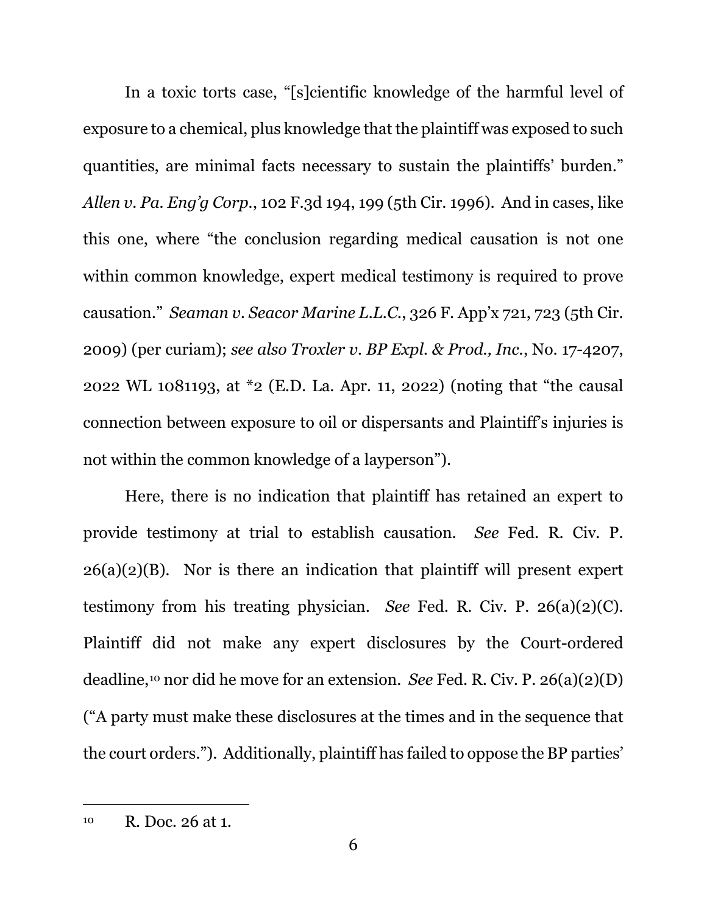In a toxic torts case, "[s]cientific knowledge of the harmful level of exposure to a chemical, plus knowledge that the plaintiff was exposed to such quantities, are minimal facts necessary to sustain the plaintiffs' burden." *Allen v. Pa. Eng'g Corp.*, 102 F.3d 194, 199 (5th Cir. 1996). And in cases, like this one, where "the conclusion regarding medical causation is not one within common knowledge, expert medical testimony is required to prove causation." *Seaman v. Seacor Marine L.L.C.*, 326 F. App'x 721, 723 (5th Cir. 2009) (per curiam); *see also Troxler v. BP Expl. & Prod., Inc.*, No. 17-4207, 2022 WL 1081193, at *2 (E.D. La. Apr. 11, 2022) (noting that "the causal connection between exposure to oil or dispersants and Plaintiff's injuries is not within the common knowledge of a layperson").

Here, there is no indication that plaintiff has retained an expert to provide testimony at trial to establish causation. *See* Fed. R. Civ. P. 26(a)(2)(B). Nor is there an indication that plaintiff will present expert testimony from his treating physician. *See* Fed. R. Civ. P. 26(a)(2)(C). Plaintiff did not make any expert disclosures by the Court-ordered deadline,[10] nor did he move for an extension. *See* Fed. R. Civ. P. 26(a)(2)(D) ("A party must make these disclosures at the times and in the sequence that the court orders."). Additionally, plaintiff has failed to oppose the BP parties'

---

[10] R. Doc. 26 at 1.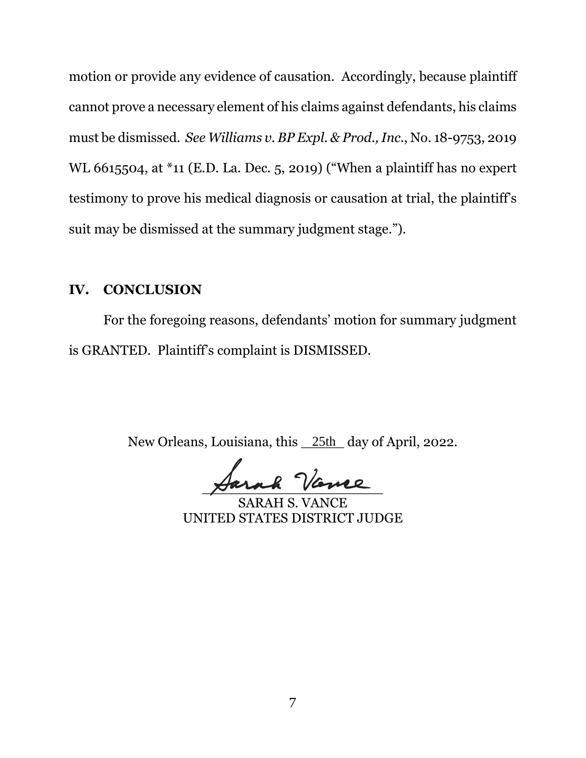motion or provide any evidence of causation. Accordingly, because plaintiff cannot prove a necessary element of his claims against defendants, his claims must be dismissed. *See Williams v. BP Expl. & Prod., Inc.*, No. 18-9753, 2019 WL 6615504, at *11 (E.D. La. Dec. 5, 2019) ("When a plaintiff has no expert testimony to prove his medical diagnosis or causation at trial, the plaintiff's suit may be dismissed at the summary judgment stage.").

## IV. CONCLUSION

For the foregoing reasons, defendants' motion for summary judgment is GRANTED. Plaintiff's complaint is DISMISSED.

New Orleans, Louisiana, this 25th day of April, 2022.

Sarah Vance

SARAH S. VANCE
UNITED STATES DISTRICT JUDGE